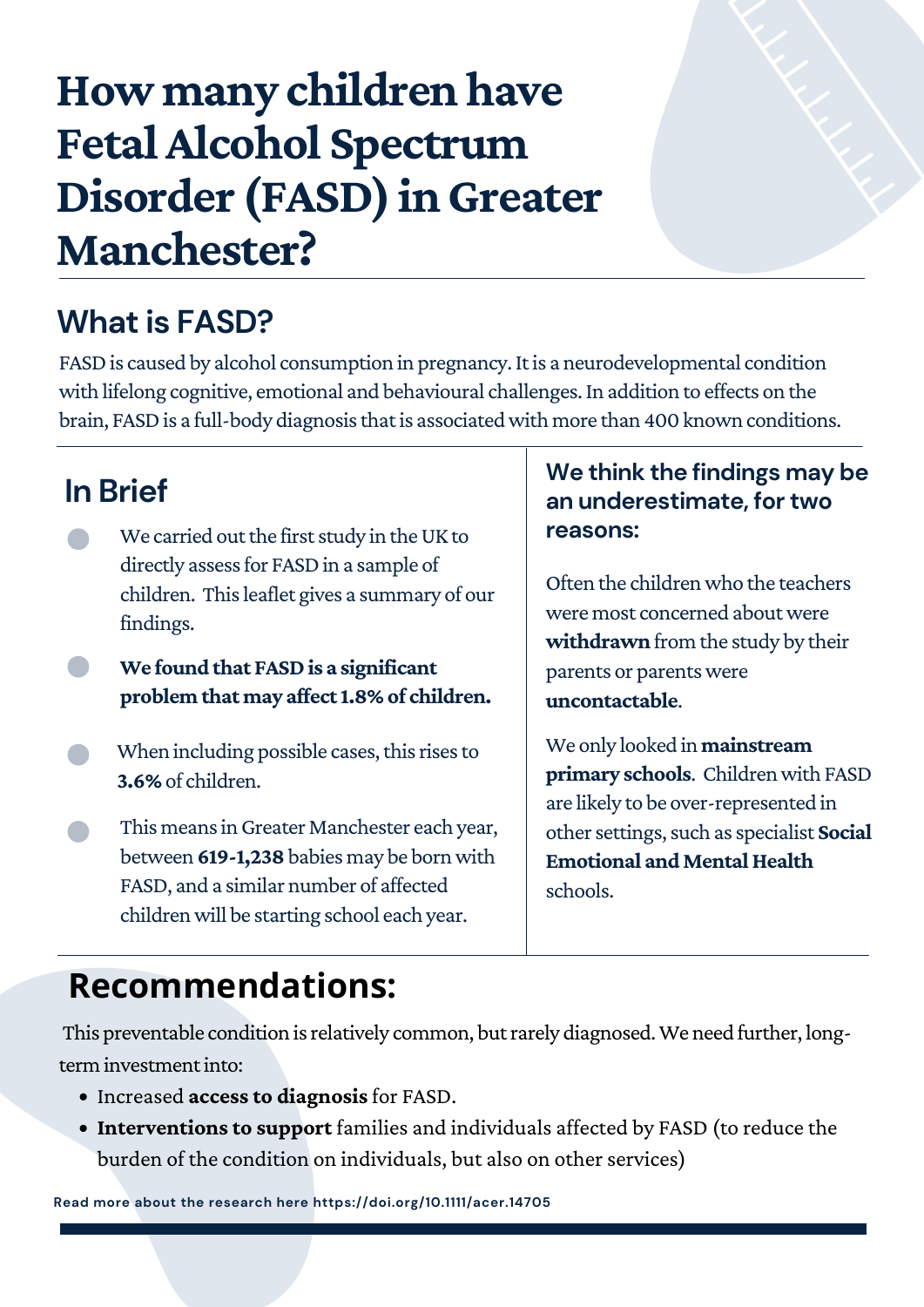# How many children have Fetal Alcohol Spectrum Disorder (FASD) in Greater Manchester?

## What is FASD?

FASD is caused by alcohol consumption in pregnancy. It is a neurodevelopmental condition with lifelong cognitive, emotional and behavioural challenges. In addition to effects on the brain, FASD is a full-body diagnosis that is associated with more than 400 known conditions.

## In Brief

- We carried out the first study in the UK to directly assess for FASD in a sample of children. This leaflet gives a summary of our findings.
- **We found that FASD is a significant problem that may affect 1.8% of children.**
- When including possible cases, this rises to **3.6%** of children.
- This means in Greater Manchester each year, between **619-1,238** babies may be born with FASD, and a similar number of affected children will be starting school each year.

### We think the findings may be an underestimate, for two reasons:

Often the children who the teachers were most concerned about were **withdrawn** from the study by their parents or parents were **uncontactable**.

We only looked in **mainstream primary schools**. Children with FASD are likely to be over-represented in other settings, such as specialist **Social Emotional and Mental Health** schools.

## Recommendations:

This preventable condition is relatively common, but rarely diagnosed. We need further, long-term investment into:

- Increased **access to diagnosis** for FASD.
- **Interventions to support** families and individuals affected by FASD (to reduce the burden of the condition on individuals, but also on other services)

**Read more about the research here https://doi.org/10.1111/acer.14705**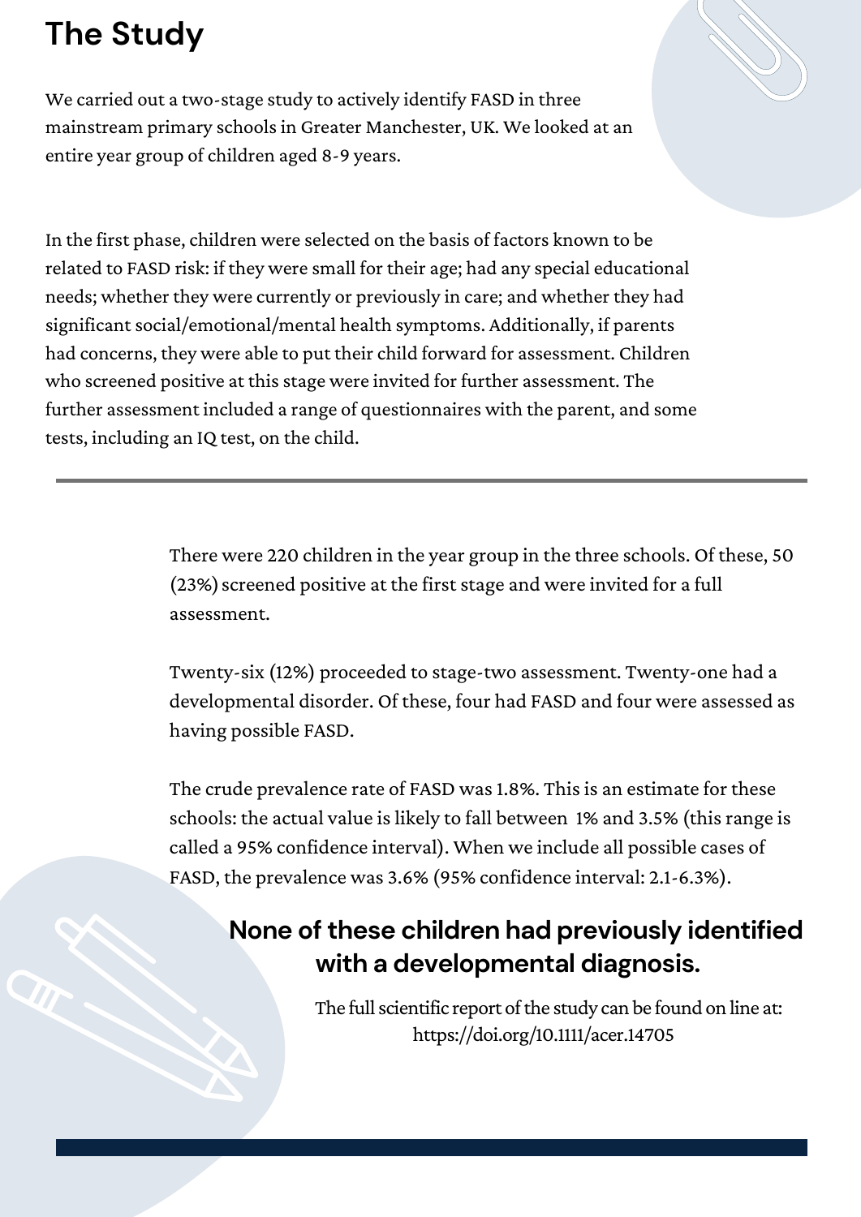# The Study

We carried out a two-stage study to actively identify FASD in three mainstream primary schools in Greater Manchester, UK. We looked at an entire year group of children aged 8-9 years.

In the first phase, children were selected on the basis of factors known to be related to FASD risk: if they were small for their age; had any special educational needs; whether they were currently or previously in care; and whether they had significant social/emotional/mental health symptoms. Additionally, if parents had concerns, they were able to put their child forward for assessment. Children who screened positive at this stage were invited for further assessment. The further assessment included a range of questionnaires with the parent, and some tests, including an IQ test, on the child.

---

There were 220 children in the year group in the three schools. Of these, 50 (23%) screened positive at the first stage and were invited for a full assessment.

Twenty-six (12%) proceeded to stage-two assessment. Twenty-one had a developmental disorder. Of these, four had FASD and four were assessed as having possible FASD.

The crude prevalence rate of FASD was 1.8%. This is an estimate for these schools: the actual value is likely to fall between 1% and 3.5% (this range is called a 95% confidence interval). When we include all possible cases of FASD, the prevalence was 3.6% (95% confidence interval: 2.1-6.3%).

**None of these children had previously identified with a developmental diagnosis.**

The full scientific report of the study can be found on line at: https://doi.org/10.1111/acer.14705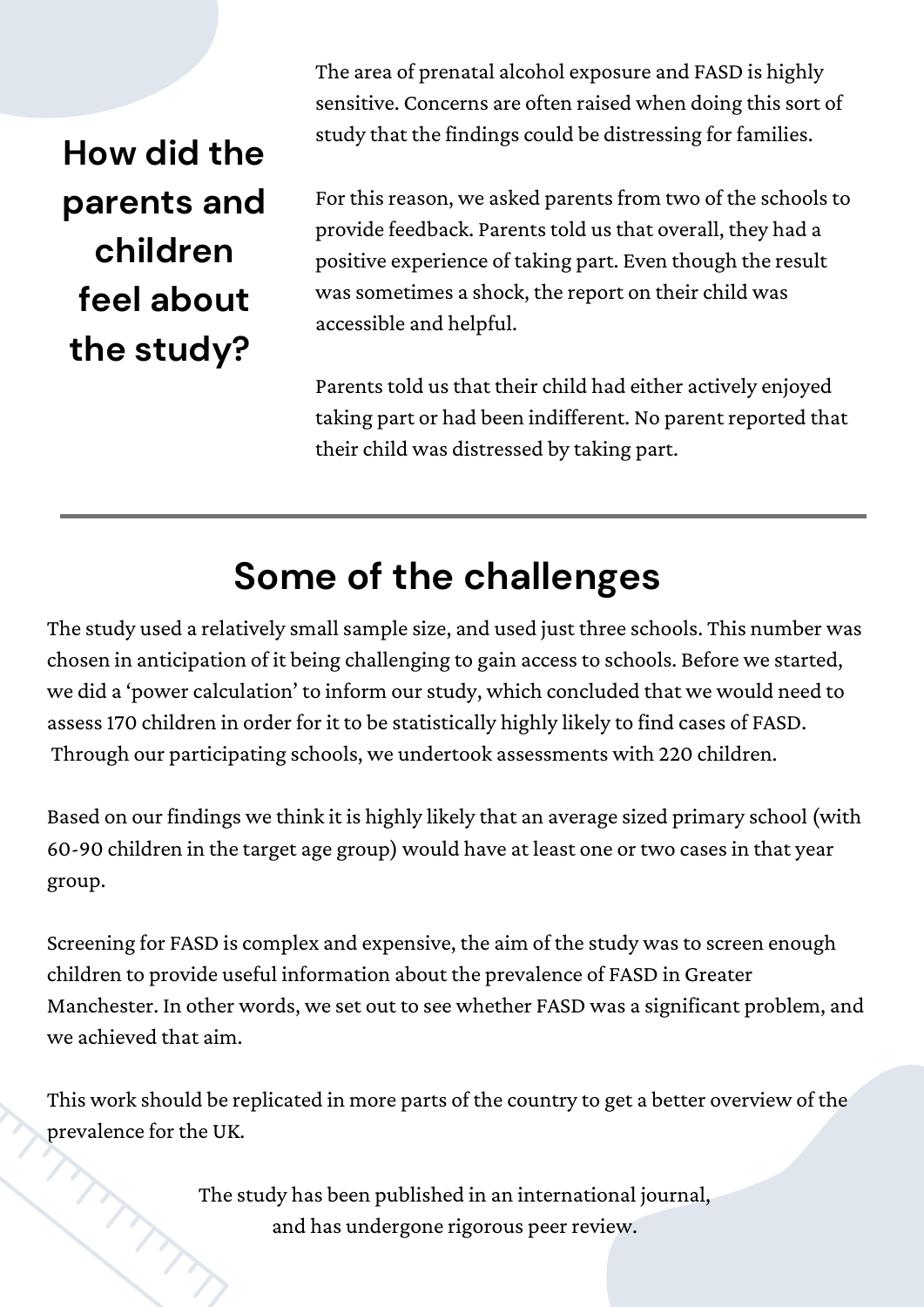## How did the parents and children feel about the study?

The area of prenatal alcohol exposure and FASD is highly sensitive. Concerns are often raised when doing this sort of study that the findings could be distressing for families.

For this reason, we asked parents from two of the schools to provide feedback. Parents told us that overall, they had a positive experience of taking part. Even though the result was sometimes a shock, the report on their child was accessible and helpful.

Parents told us that their child had either actively enjoyed taking part or had been indifferent. No parent reported that their child was distressed by taking part.

---

## Some of the challenges

The study used a relatively small sample size, and used just three schools. This number was chosen in anticipation of it being challenging to gain access to schools. Before we started, we did a 'power calculation' to inform our study, which concluded that we would need to assess 170 children in order for it to be statistically highly likely to find cases of FASD. Through our participating schools, we undertook assessments with 220 children.

Based on our findings we think it is highly likely that an average sized primary school (with 60-90 children in the target age group) would have at least one or two cases in that year group.

Screening for FASD is complex and expensive, the aim of the study was to screen enough children to provide useful information about the prevalence of FASD in Greater Manchester. In other words, we set out to see whether FASD was a significant problem, and we achieved that aim.

This work should be replicated in more parts of the country to get a better overview of the prevalence for the UK.

The study has been published in an international journal, and has undergone rigorous peer review.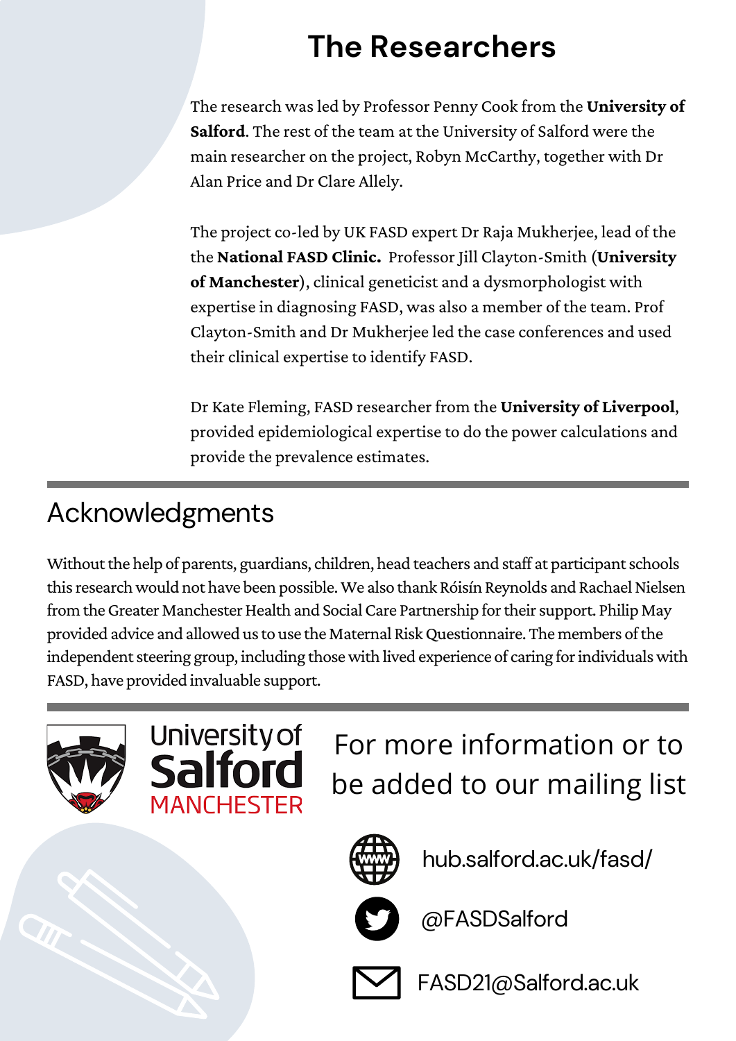# The Researchers

The research was led by Professor Penny Cook from the **University of Salford**. The rest of the team at the University of Salford were the main researcher on the project, Robyn McCarthy, together with Dr Alan Price and Dr Clare Allely.

The project co-led by UK FASD expert Dr Raja Mukherjee, lead of the the **National FASD Clinic.** Professor Jill Clayton-Smith (**University of Manchester**), clinical geneticist and a dysmorphologist with expertise in diagnosing FASD, was also a member of the team. Prof Clayton-Smith and Dr Mukherjee led the case conferences and used their clinical expertise to identify FASD.

Dr Kate Fleming, FASD researcher from the **University of Liverpool**, provided epidemiological expertise to do the power calculations and provide the prevalence estimates.

## Acknowledgments

Without the help of parents, guardians, children, head teachers and staff at participant schools this research would not have been possible. We also thank Róisín Reynolds and Rachael Nielsen from the Greater Manchester Health and Social Care Partnership for their support. Philip May provided advice and allowed us to use the Maternal Risk Questionnaire. The members of the independent steering group, including those with lived experience of caring for individuals with FASD, have provided invaluable support.

University of Salford MANCHESTER

For more information or to be added to our mailing list

hub.salford.ac.uk/fasd/

@FASDSalford

FASD21@Salford.ac.uk